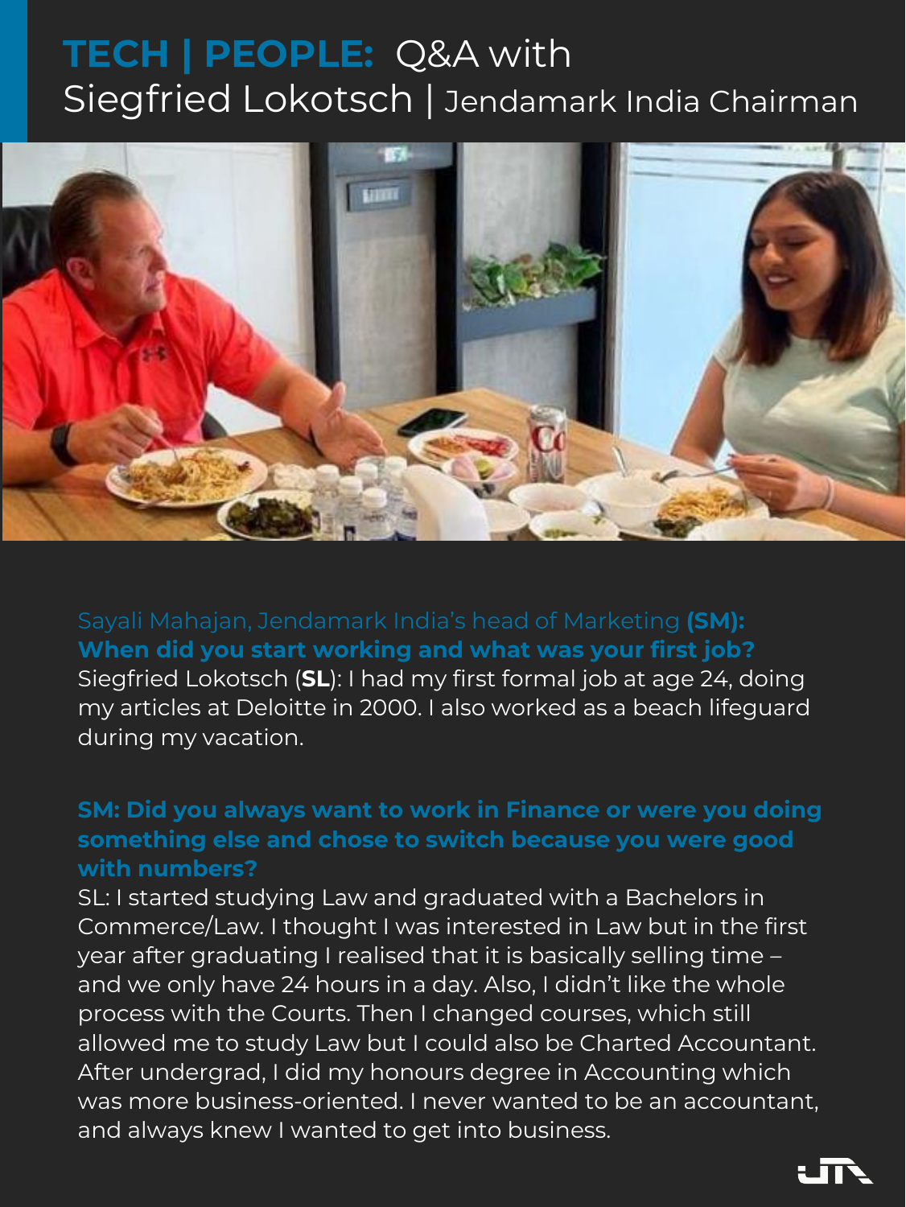# TECH | PEOPLE: Q&A with Siegfried Lokotsch | Jendamark India Chairman

Sayali Mahajan, Jendamark India's head of Marketing **(SM): When did you start working and what was your first job?**

Siegfried Lokotsch (**SL**): I had my first formal job at age 24, doing my articles at Deloitte in 2000. I also worked as a beach lifeguard during my vacation.

**SM: Did you always want to work in Finance or were you doing something else and chose to switch because you were good with numbers?**

SL: I started studying Law and graduated with a Bachelors in Commerce/Law. I thought I was interested in Law but in the first year after graduating I realised that it is basically selling time – and we only have 24 hours in a day. Also, I didn't like the whole process with the Courts. Then I changed courses, which still allowed me to study Law but I could also be Charted Accountant. After undergrad, I did my honours degree in Accounting which was more business-oriented. I never wanted to be an accountant, and always knew I wanted to get into business.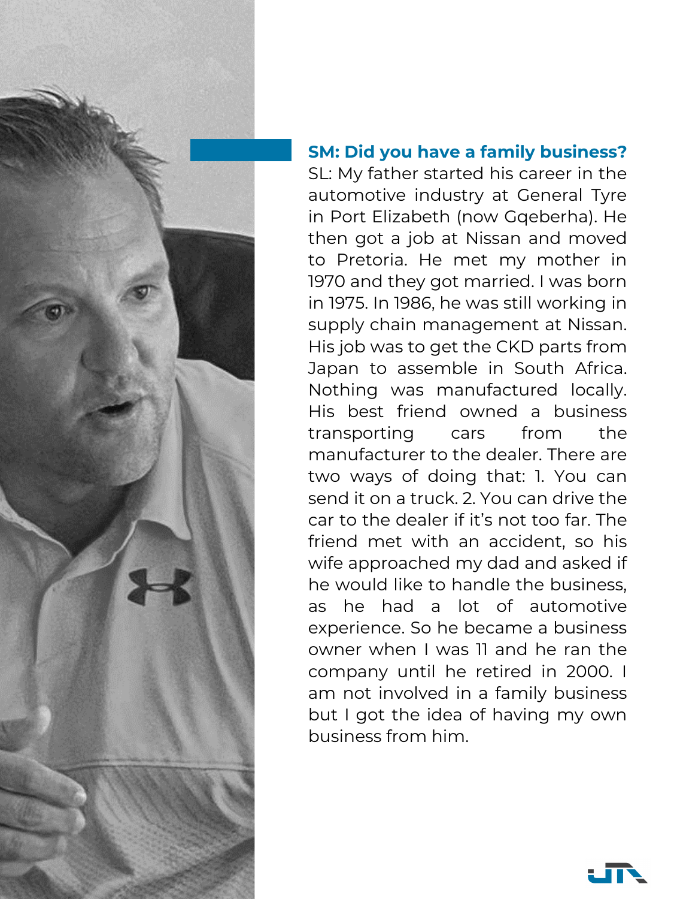**SM: Did you have a family business?**

SL: My father started his career in the automotive industry at General Tyre in Port Elizabeth (now Gqeberha). He then got a job at Nissan and moved to Pretoria. He met my mother in 1970 and they got married. I was born in 1975. In 1986, he was still working in supply chain management at Nissan. His job was to get the CKD parts from Japan to assemble in South Africa. Nothing was manufactured locally. His best friend owned a business transporting cars from the manufacturer to the dealer. There are two ways of doing that: 1. You can send it on a truck. 2. You can drive the car to the dealer if it's not too far. The friend met with an accident, so his wife approached my dad and asked if he would like to handle the business, as he had a lot of automotive experience. So he became a business owner when I was 11 and he ran the company until he retired in 2000. I am not involved in a family business but I got the idea of having my own business from him.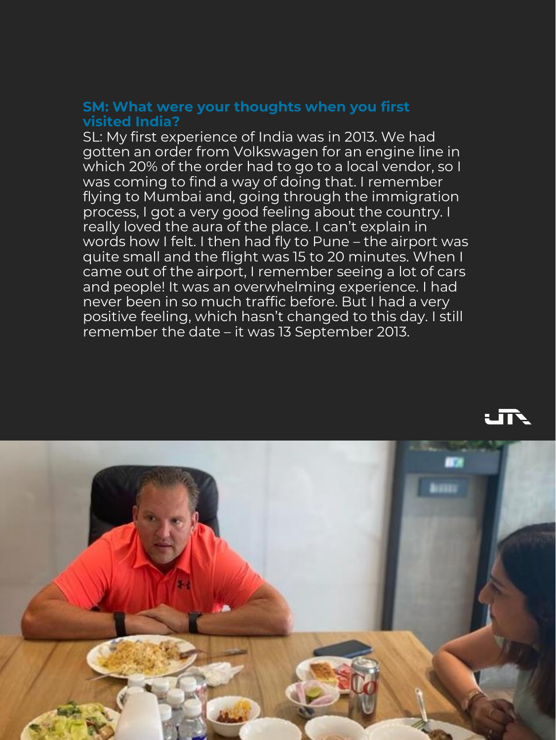**SM: What were your thoughts when you first visited India?**

SL: My first experience of India was in 2013. We had gotten an order from Volkswagen for an engine line in which 20% of the order had to go to a local vendor, so I was coming to find a way of doing that. I remember flying to Mumbai and, going through the immigration process, I got a very good feeling about the country. I really loved the aura of the place. I can't explain in words how I felt. I then had fly to Pune – the airport was quite small and the flight was 15 to 20 minutes. When I came out of the airport, I remember seeing a lot of cars and people! It was an overwhelming experience. I had never been in so much traffic before. But I had a very positive feeling, which hasn't changed to this day. I still remember the date – it was 13 September 2013.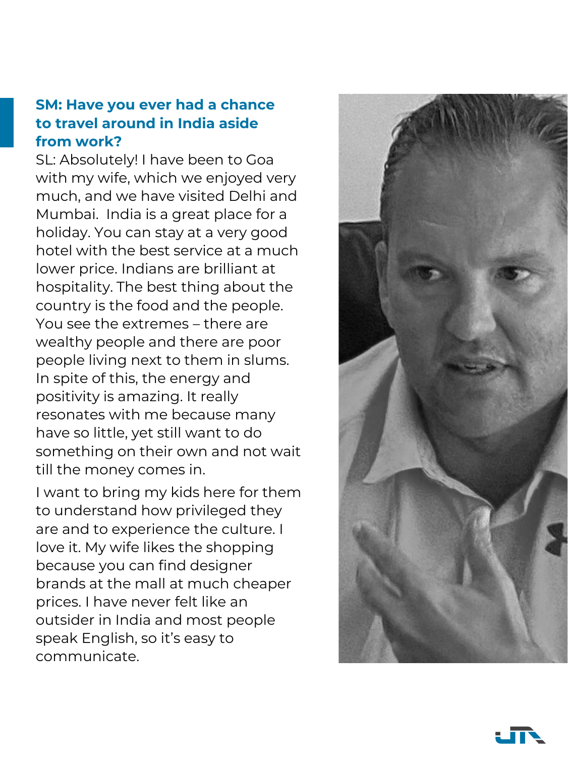**SM: Have you ever had a chance to travel around in India aside from work?**

SL: Absolutely! I have been to Goa with my wife, which we enjoyed very much, and we have visited Delhi and Mumbai. India is a great place for a holiday. You can stay at a very good hotel with the best service at a much lower price. Indians are brilliant at hospitality. The best thing about the country is the food and the people. You see the extremes – there are wealthy people and there are poor people living next to them in slums. In spite of this, the energy and positivity is amazing. It really resonates with me because many have so little, yet still want to do something on their own and not wait till the money comes in.

I want to bring my kids here for them to understand how privileged they are and to experience the culture. I love it. My wife likes the shopping because you can find designer brands at the mall at much cheaper prices. I have never felt like an outsider in India and most people speak English, so it's easy to communicate.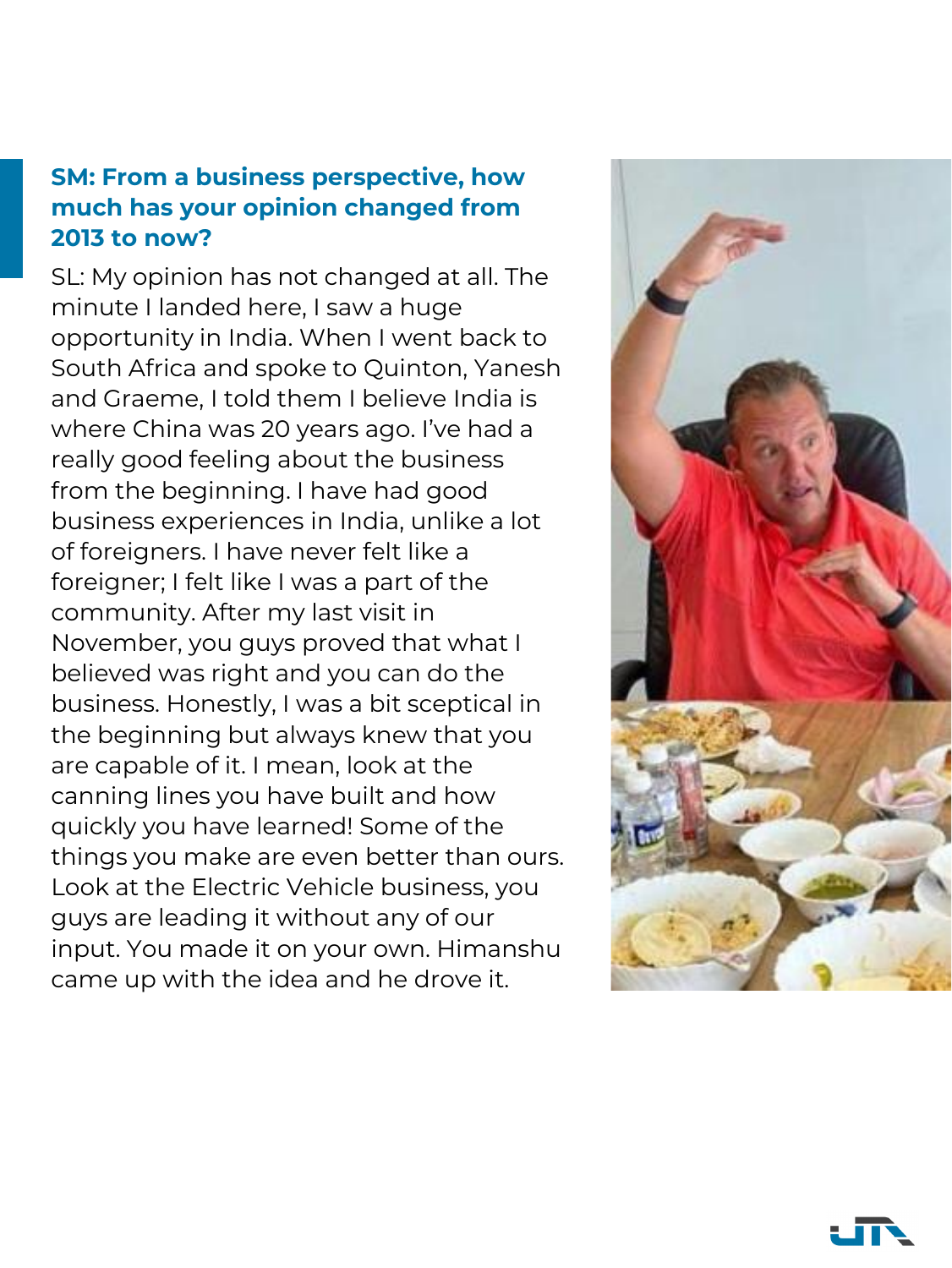**SM: From a business perspective, how much has your opinion changed from 2013 to now?**

SL: My opinion has not changed at all. The minute I landed here, I saw a huge opportunity in India. When I went back to South Africa and spoke to Quinton, Yanesh and Graeme, I told them I believe India is where China was 20 years ago. I've had a really good feeling about the business from the beginning. I have had good business experiences in India, unlike a lot of foreigners. I have never felt like a foreigner; I felt like I was a part of the community. After my last visit in November, you guys proved that what I believed was right and you can do the business. Honestly, I was a bit sceptical in the beginning but always knew that you are capable of it. I mean, look at the canning lines you have built and how quickly you have learned! Some of the things you make are even better than ours. Look at the Electric Vehicle business, you guys are leading it without any of our input. You made it on your own. Himanshu came up with the idea and he drove it.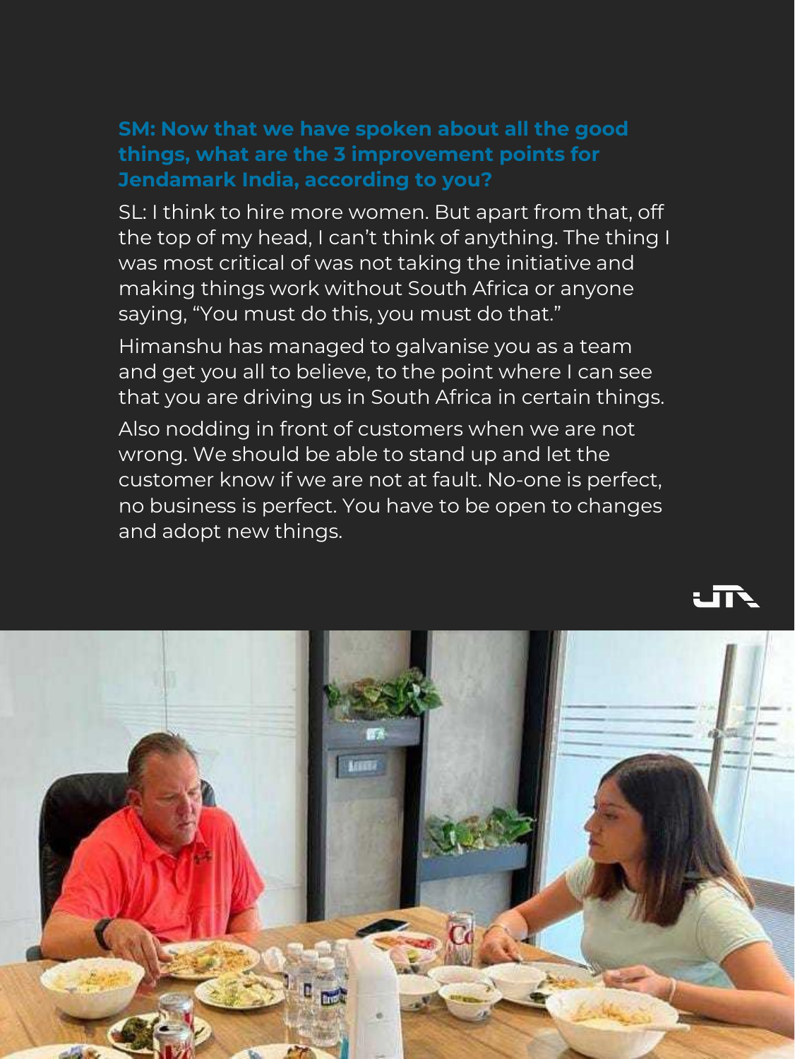**SM: Now that we have spoken about all the good things, what are the 3 improvement points for Jendamark India, according to you?**

SL: I think to hire more women. But apart from that, off the top of my head, I can't think of anything. The thing I was most critical of was not taking the initiative and making things work without South Africa or anyone saying, "You must do this, you must do that."

Himanshu has managed to galvanise you as a team and get you all to believe, to the point where I can see that you are driving us in South Africa in certain things.

Also nodding in front of customers when we are not wrong. We should be able to stand up and let the customer know if we are not at fault. No-one is perfect, no business is perfect. You have to be open to changes and adopt new things.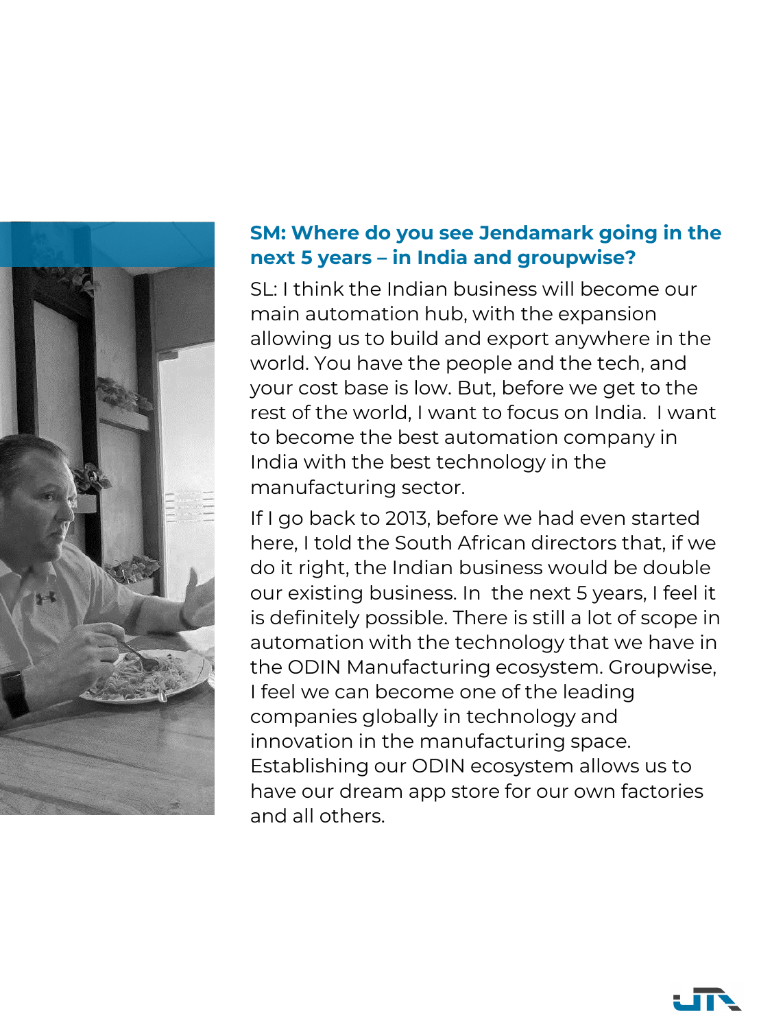**SM: Where do you see Jendamark going in the next 5 years – in India and groupwise?**

SL: I think the Indian business will become our main automation hub, with the expansion allowing us to build and export anywhere in the world. You have the people and the tech, and your cost base is low. But, before we get to the rest of the world, I want to focus on India. I want to become the best automation company in India with the best technology in the manufacturing sector.

If I go back to 2013, before we had even started here, I told the South African directors that, if we do it right, the Indian business would be double our existing business. In the next 5 years, I feel it is definitely possible. There is still a lot of scope in automation with the technology that we have in the ODIN Manufacturing ecosystem. Groupwise, I feel we can become one of the leading companies globally in technology and innovation in the manufacturing space. Establishing our ODIN ecosystem allows us to have our dream app store for our own factories and all others.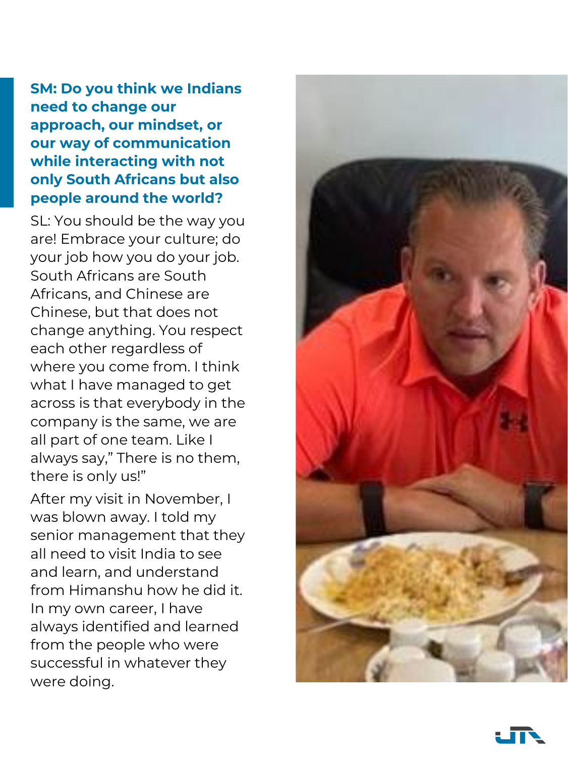**SM: Do you think we Indians need to change our approach, our mindset, or our way of communication while interacting with not only South Africans but also people around the world?**

SL: You should be the way you are! Embrace your culture; do your job how you do your job. South Africans are South Africans, and Chinese are Chinese, but that does not change anything. You respect each other regardless of where you come from. I think what I have managed to get across is that everybody in the company is the same, we are all part of one team. Like I always say," There is no them, there is only us!"

After my visit in November, I was blown away. I told my senior management that they all need to visit India to see and learn, and understand from Himanshu how he did it. In my own career, I have always identified and learned from the people who were successful in whatever they were doing.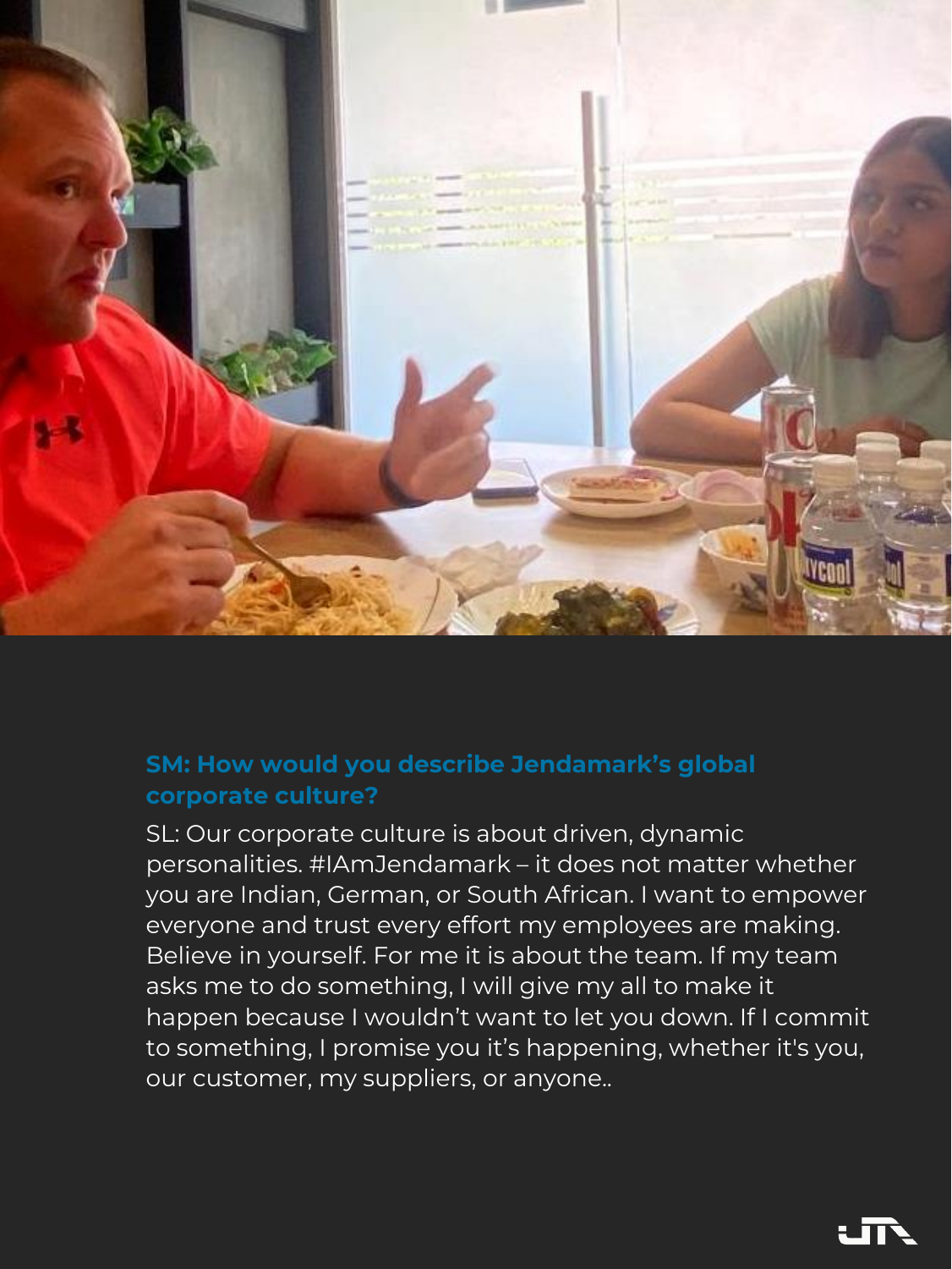**SM: How would you describe Jendamark's global corporate culture?**

SL: Our corporate culture is about driven, dynamic personalities. #IAmJendamark – it does not matter whether you are Indian, German, or South African. I want to empower everyone and trust every effort my employees are making. Believe in yourself. For me it is about the team. If my team asks me to do something, I will give my all to make it happen because I wouldn't want to let you down. If I commit to something, I promise you it's happening, whether it's you, our customer, my suppliers, or anyone..